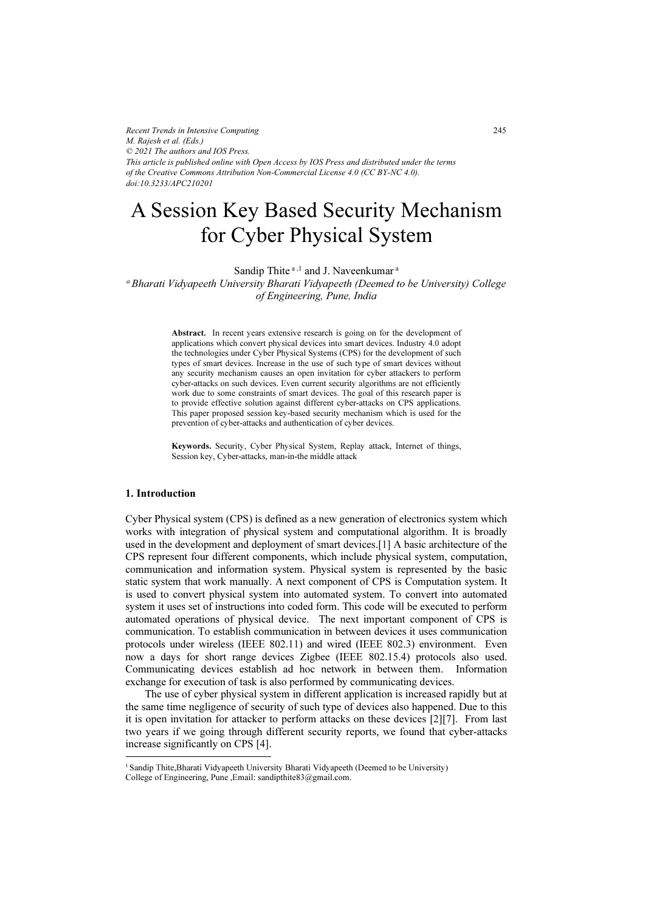# A Session Key Based Security Mechanism for Cyber Physical System

Sandip Thite [a,1] and J. Naveenkumar [a]

[a] *Bharati Vidyapeeth University Bharati Vidyapeeth (Deemed to be University) College of Engineering, Pune, India*

**Abstract.** In recent years extensive research is going on for the development of applications which convert physical devices into smart devices. Industry 4.0 adopt the technologies under Cyber Physical Systems (CPS) for the development of such types of smart devices. Increase in the use of such type of smart devices without any security mechanism causes an open invitation for cyber attackers to perform cyber-attacks on such devices. Even current security algorithms are not efficiently work due to some constraints of smart devices. The goal of this research paper is to provide effective solution against different cyber-attacks on CPS applications. This paper proposed session key-based security mechanism which is used for the prevention of cyber-attacks and authentication of cyber devices.

**Keywords.** Security, Cyber Physical System, Replay attack, Internet of things, Session key, Cyber-attacks, man-in-the middle attack

## 1. Introduction

Cyber Physical system (CPS) is defined as a new generation of electronics system which works with integration of physical system and computational algorithm. It is broadly used in the development and deployment of smart devices.[1] A basic architecture of the CPS represent four different components, which include physical system, computation, communication and information system. Physical system is represented by the basic static system that work manually. A next component of CPS is Computation system. It is used to convert physical system into automated system. To convert into automated system it uses set of instructions into coded form. This code will be executed to perform automated operations of physical device. The next important component of CPS is communication. To establish communication in between devices it uses communication protocols under wireless (IEEE 802.11) and wired (IEEE 802.3) environment. Even now a days for short range devices Zigbee (IEEE 802.15.4) protocols also used. Communicating devices establish ad hoc network in between them. Information exchange for execution of task is also performed by communicating devices.

The use of cyber physical system in different application is increased rapidly but at the same time negligence of security of such type of devices also happened. Due to this it is open invitation for attacker to perform attacks on these devices [2][7]. From last two years if we going through different security reports, we found that cyber-attacks increase significantly on CPS [4].

[1] Sandip Thite,Bharati Vidyapeeth University Bharati Vidyapeeth (Deemed to be University) College of Engineering, Pune ,Email: sandipthite83@gmail.com.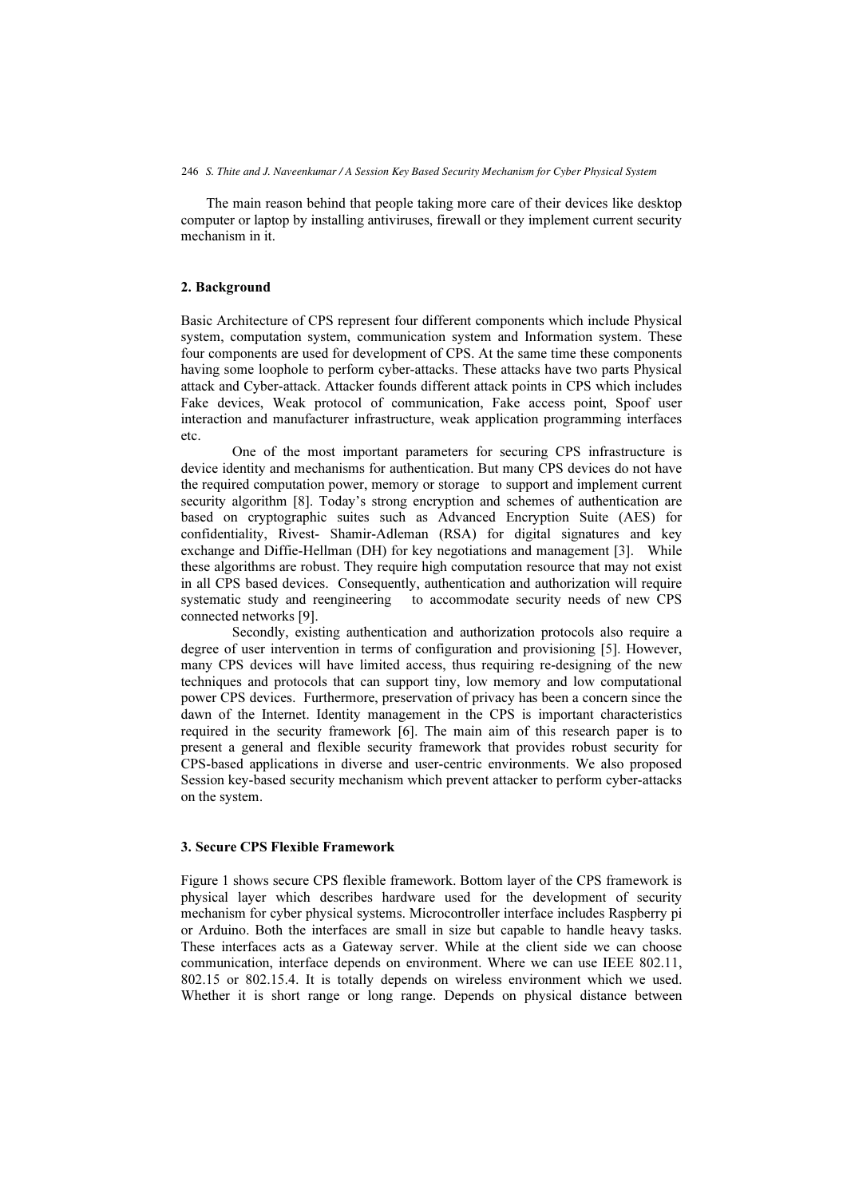The main reason behind that people taking more care of their devices like desktop computer or laptop by installing antiviruses, firewall or they implement current security mechanism in it.

## 2. Background

Basic Architecture of CPS represent four different components which include Physical system, computation system, communication system and Information system. These four components are used for development of CPS. At the same time these components having some loophole to perform cyber-attacks. These attacks have two parts Physical attack and Cyber-attack. Attacker founds different attack points in CPS which includes Fake devices, Weak protocol of communication, Fake access point, Spoof user interaction and manufacturer infrastructure, weak application programming interfaces etc.

One of the most important parameters for securing CPS infrastructure is device identity and mechanisms for authentication. But many CPS devices do not have the required computation power, memory or storage to support and implement current security algorithm [8]. Today's strong encryption and schemes of authentication are based on cryptographic suites such as Advanced Encryption Suite (AES) for confidentiality, Rivest- Shamir-Adleman (RSA) for digital signatures and key exchange and Diffie-Hellman (DH) for key negotiations and management [3]. While these algorithms are robust. They require high computation resource that may not exist in all CPS based devices. Consequently, authentication and authorization will require systematic study and reengineering to accommodate security needs of new CPS connected networks [9].

Secondly, existing authentication and authorization protocols also require a degree of user intervention in terms of configuration and provisioning [5]. However, many CPS devices will have limited access, thus requiring re-designing of the new techniques and protocols that can support tiny, low memory and low computational power CPS devices. Furthermore, preservation of privacy has been a concern since the dawn of the Internet. Identity management in the CPS is important characteristics required in the security framework [6]. The main aim of this research paper is to present a general and flexible security framework that provides robust security for CPS-based applications in diverse and user-centric environments. We also proposed Session key-based security mechanism which prevent attacker to perform cyber-attacks on the system.

## 3. Secure CPS Flexible Framework

Figure 1 shows secure CPS flexible framework. Bottom layer of the CPS framework is physical layer which describes hardware used for the development of security mechanism for cyber physical systems. Microcontroller interface includes Raspberry pi or Arduino. Both the interfaces are small in size but capable to handle heavy tasks. These interfaces acts as a Gateway server. While at the client side we can choose communication, interface depends on environment. Where we can use IEEE 802.11, 802.15 or 802.15.4. It is totally depends on wireless environment which we used. Whether it is short range or long range. Depends on physical distance between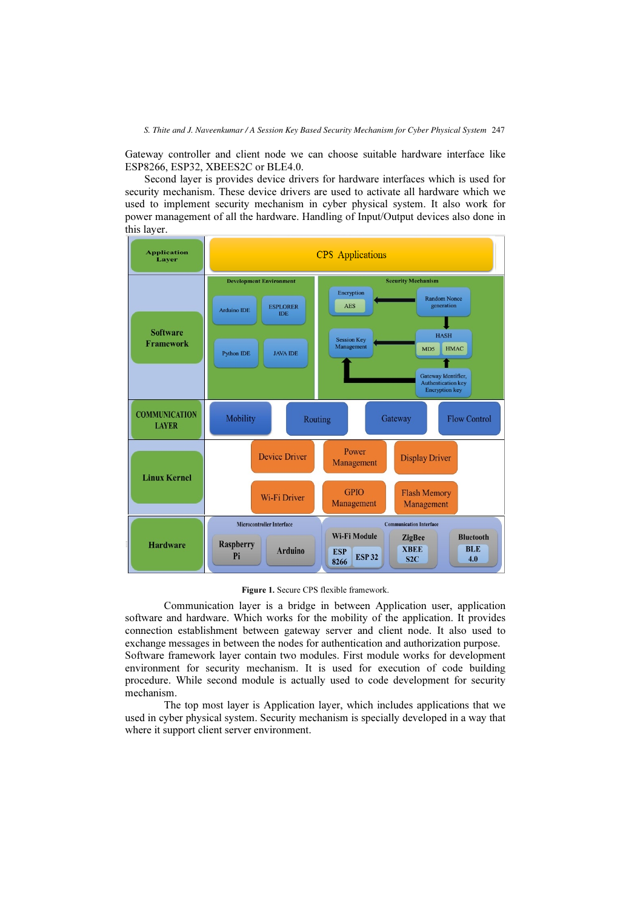Gateway controller and client node we can choose suitable hardware interface like ESP8266, ESP32, XBEES2C or BLE4.0.

Second layer is provides device drivers for hardware interfaces which is used for security mechanism. These device drivers are used to activate all hardware which we used to implement security mechanism in cyber physical system. It also work for power management of all the hardware. Handling of Input/Output devices also done in this layer.

**Figure 1.** Secure CPS flexible framework.

Communication layer is a bridge in between Application user, application software and hardware. Which works for the mobility of the application. It provides connection establishment between gateway server and client node. It also used to exchange messages in between the nodes for authentication and authorization purpose. Software framework layer contain two modules. First module works for development environment for security mechanism. It is used for execution of code building procedure. While second module is actually used to code development for security mechanism.

The top most layer is Application layer, which includes applications that we used in cyber physical system. Security mechanism is specially developed in a way that where it support client server environment.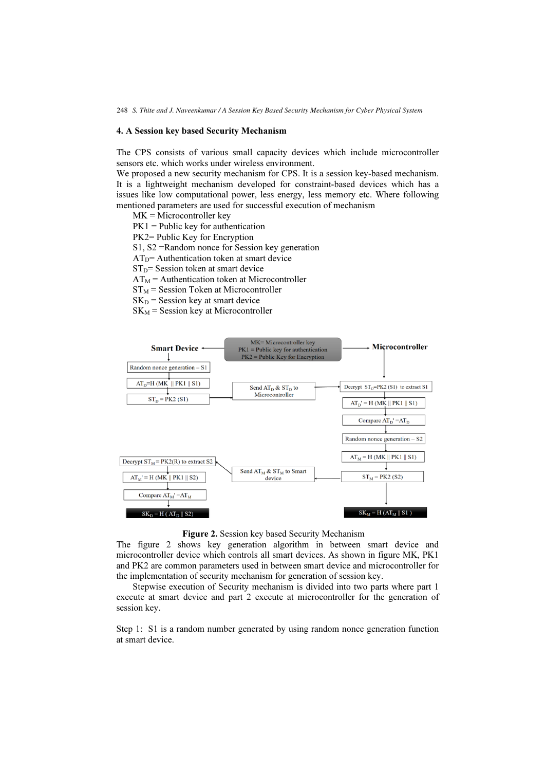## 4. A Session key based Security Mechanism

The CPS consists of various small capacity devices which include microcontroller sensors etc. which works under wireless environment.
We proposed a new security mechanism for CPS. It is a session key-based mechanism. It is a lightweight mechanism developed for constraint-based devices which has a issues like low computational power, less energy, less memory etc. Where following mentioned parameters are used for successful execution of mechanism

MK = Microcontroller key
PK1 = Public key for authentication
PK2= Public Key for Encryption
S1, S2 =Random nonce for Session key generation
$AT_D$= Authentication token at smart device
$ST_D$= Session token at smart device
$AT_M$ = Authentication token at Microcontroller
$ST_M$ = Session Token at Microcontroller
$SK_D$ = Session key at smart device
$SK_M$ = Session key at Microcontroller

**Figure 2.** Session key based Security Mechanism

The figure 2 shows key generation algorithm in between smart device and microcontroller device which controls all smart devices. As shown in figure MK, PK1 and PK2 are common parameters used in between smart device and microcontroller for the implementation of security mechanism for generation of session key.

Stepwise execution of Security mechanism is divided into two parts where part 1 execute at smart device and part 2 execute at microcontroller for the generation of session key.

Step 1: S1 is a random number generated by using random nonce generation function at smart device.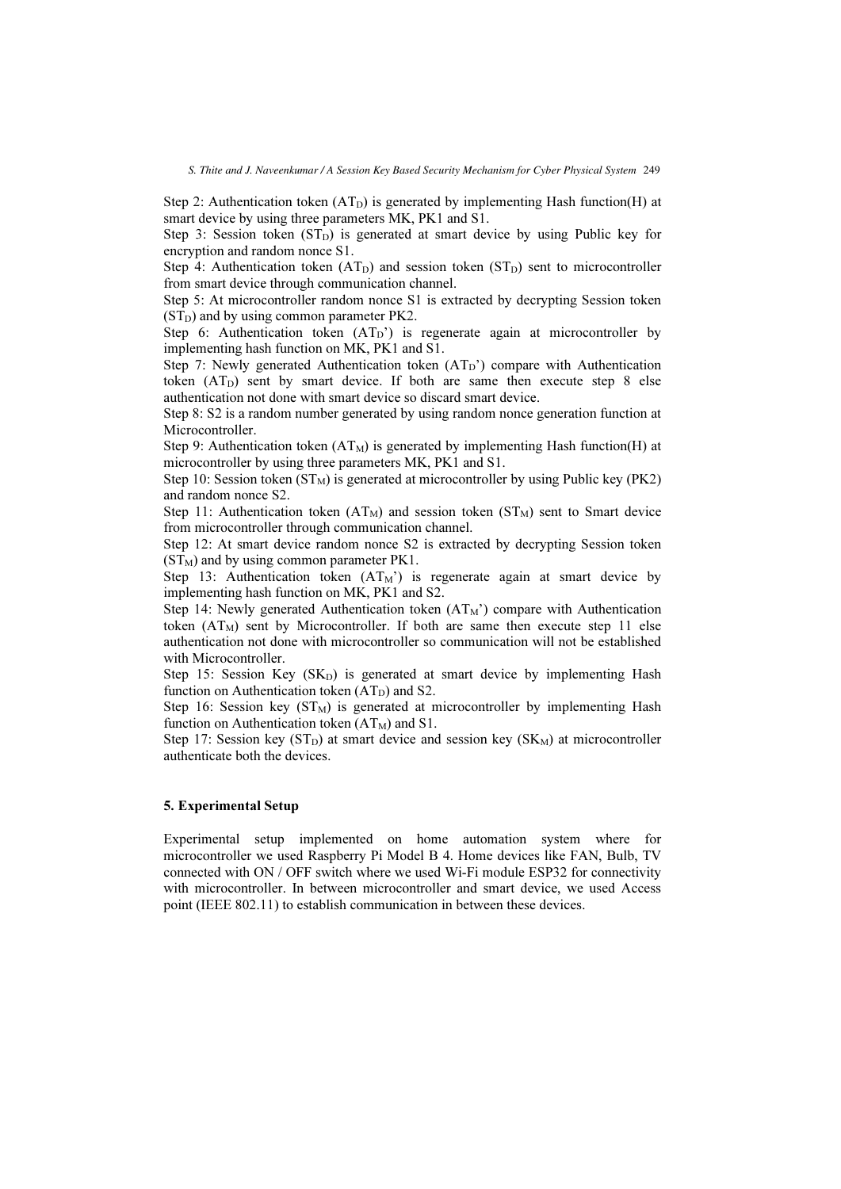Step 2: Authentication token ($AT_D$) is generated by implementing Hash function(H) at smart device by using three parameters MK, PK1 and S1.

Step 3: Session token ($ST_D$) is generated at smart device by using Public key for encryption and random nonce S1.

Step 4: Authentication token ($AT_D$) and session token ($ST_D$) sent to microcontroller from smart device through communication channel.

Step 5: At microcontroller random nonce S1 is extracted by decrypting Session token ($ST_D$) and by using common parameter PK2.

Step 6: Authentication token ($AT_D$') is regenerate again at microcontroller by implementing hash function on MK, PK1 and S1.

Step 7: Newly generated Authentication token ($AT_D$') compare with Authentication token ($AT_D$) sent by smart device. If both are same then execute step 8 else authentication not done with smart device so discard smart device.

Step 8: S2 is a random number generated by using random nonce generation function at Microcontroller.

Step 9: Authentication token ($AT_M$) is generated by implementing Hash function(H) at microcontroller by using three parameters MK, PK1 and S1.

Step 10: Session token ($ST_M$) is generated at microcontroller by using Public key (PK2) and random nonce S2.

Step 11: Authentication token ($AT_M$) and session token ($ST_M$) sent to Smart device from microcontroller through communication channel.

Step 12: At smart device random nonce S2 is extracted by decrypting Session token ($ST_M$) and by using common parameter PK1.

Step 13: Authentication token ($AT_M$') is regenerate again at smart device by implementing hash function on MK, PK1 and S2.

Step 14: Newly generated Authentication token ($AT_M$') compare with Authentication token ($AT_M$) sent by Microcontroller. If both are same then execute step 11 else authentication not done with microcontroller so communication will not be established with Microcontroller.

Step 15: Session Key ($SK_D$) is generated at smart device by implementing Hash function on Authentication token ($AT_D$) and S2.

Step 16: Session key ($ST_M$) is generated at microcontroller by implementing Hash function on Authentication token ($AT_M$) and S1.

Step 17: Session key ($ST_D$) at smart device and session key ($SK_M$) at microcontroller authenticate both the devices.

## 5. Experimental Setup

Experimental setup implemented on home automation system where for microcontroller we used Raspberry Pi Model B 4. Home devices like FAN, Bulb, TV connected with ON / OFF switch where we used Wi-Fi module ESP32 for connectivity with microcontroller. In between microcontroller and smart device, we used Access point (IEEE 802.11) to establish communication in between these devices.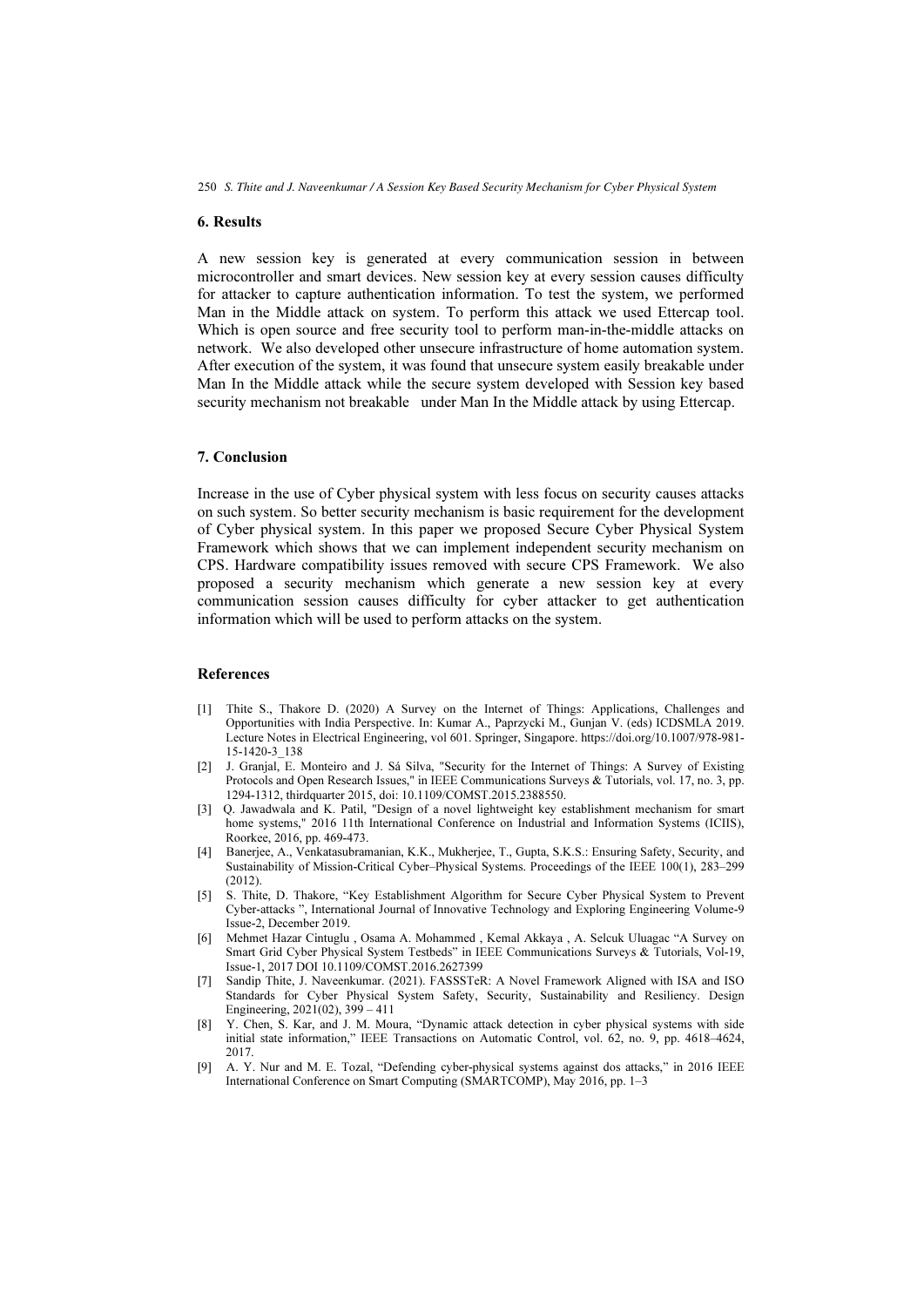## 6. Results

A new session key is generated at every communication session in between microcontroller and smart devices. New session key at every session causes difficulty for attacker to capture authentication information. To test the system, we performed Man in the Middle attack on system. To perform this attack we used Ettercap tool. Which is open source and free security tool to perform man-in-the-middle attacks on network. We also developed other unsecure infrastructure of home automation system. After execution of the system, it was found that unsecure system easily breakable under Man In the Middle attack while the secure system developed with Session key based security mechanism not breakable under Man In the Middle attack by using Ettercap.

## 7. Conclusion

Increase in the use of Cyber physical system with less focus on security causes attacks on such system. So better security mechanism is basic requirement for the development of Cyber physical system. In this paper we proposed Secure Cyber Physical System Framework which shows that we can implement independent security mechanism on CPS. Hardware compatibility issues removed with secure CPS Framework. We also proposed a security mechanism which generate a new session key at every communication session causes difficulty for cyber attacker to get authentication information which will be used to perform attacks on the system.

## References

[1] Thite S., Thakore D. (2020) A Survey on the Internet of Things: Applications, Challenges and Opportunities with India Perspective. In: Kumar A., Paprzycki M., Gunjan V. (eds) ICDSMLA 2019. Lecture Notes in Electrical Engineering, vol 601. Springer, Singapore. https://doi.org/10.1007/978-981-15-1420-3_138

[2] J. Granjal, E. Monteiro and J. Sá Silva, "Security for the Internet of Things: A Survey of Existing Protocols and Open Research Issues," in IEEE Communications Surveys & Tutorials, vol. 17, no. 3, pp. 1294-1312, thirdquarter 2015, doi: 10.1109/COMST.2015.2388550.

[3] Q. Jawadwala and K. Patil, "Design of a novel lightweight key establishment mechanism for smart home systems," 2016 11th International Conference on Industrial and Information Systems (ICIIS), Roorkee, 2016, pp. 469-473.

[4] Banerjee, A., Venkatasubramanian, K.K., Mukherjee, T., Gupta, S.K.S.: Ensuring Safety, Security, and Sustainability of Mission-Critical Cyber–Physical Systems. Proceedings of the IEEE 100(1), 283–299 (2012).

[5] S. Thite, D. Thakore, "Key Establishment Algorithm for Secure Cyber Physical System to Prevent Cyber-attacks ", International Journal of Innovative Technology and Exploring Engineering Volume-9 Issue-2, December 2019.

[6] Mehmet Hazar Cintuglu , Osama A. Mohammed , Kemal Akkaya , A. Selcuk Uluagac "A Survey on Smart Grid Cyber Physical System Testbeds" in IEEE Communications Surveys & Tutorials, Vol-19, Issue-1, 2017 DOI 10.1109/COMST.2016.2627399

[7] Sandip Thite, J. Naveenkumar. (2021). FASSSTeR: A Novel Framework Aligned with ISA and ISO Standards for Cyber Physical System Safety, Security, Sustainability and Resiliency. Design Engineering, 2021(02), 399 – 411

[8] Y. Chen, S. Kar, and J. M. Moura, "Dynamic attack detection in cyber physical systems with side initial state information," IEEE Transactions on Automatic Control, vol. 62, no. 9, pp. 4618–4624, 2017.

[9] A. Y. Nur and M. E. Tozal, "Defending cyber-physical systems against dos attacks," in 2016 IEEE International Conference on Smart Computing (SMARTCOMP), May 2016, pp. 1–3